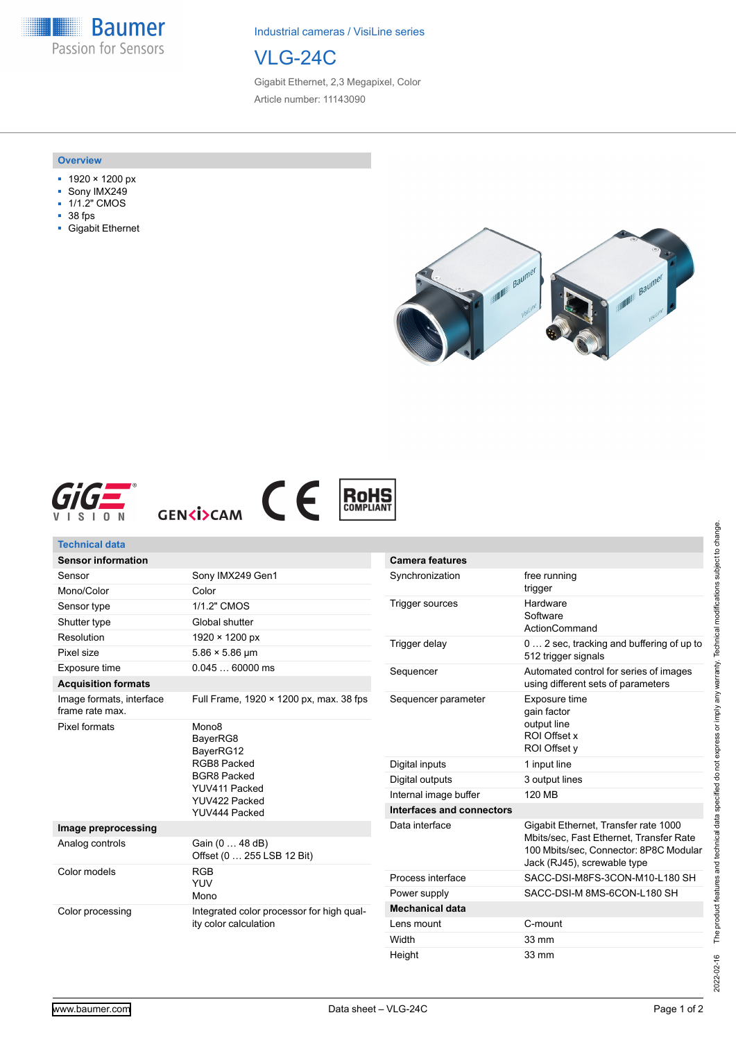Industrial cameras / VisiLine series

# VLG-24C

Gigabit Ethernet, 2,3 Megapixel, Color

Article number: 11143090

## Overview

- 1920 × 1200 px
- Sony IMX249
- 1/1.2" CMOS
- 38 fps
- Gigabit Ethernet

## Technical data

| **Sensor information** | |
|---|---|
| Sensor | Sony IMX249 Gen1 |
| Mono/Color | Color |
| Sensor type | 1/1.2" CMOS |
| Shutter type | Global shutter |
| Resolution | 1920 × 1200 px |
| Pixel size | 5.86 × 5.86 µm |
| Exposure time | 0.045 … 60000 ms |
| **Acquisition formats** | |
| Image formats, interface frame rate max. | Full Frame, 1920 × 1200 px, max. 38 fps |
| Pixel formats | Mono8<br>BayerRG8<br>BayerRG12<br>RGB8 Packed<br>BGR8 Packed<br>YUV411 Packed<br>YUV422 Packed<br>YUV444 Packed |
| **Image preprocessing** | |
| Analog controls | Gain (0 … 48 dB)<br>Offset (0 … 255 LSB 12 Bit) |
| Color models | RGB<br>YUV<br>Mono |
| Color processing | Integrated color processor for high quality color calculation |

| **Camera features** | |
|---|---|
| Synchronization | free running<br>trigger |
| Trigger sources | Hardware<br>Software<br>ActionCommand |
| Trigger delay | 0 … 2 sec, tracking and buffering of up to 512 trigger signals |
| Sequencer | Automated control for series of images using different sets of parameters |
| Sequencer parameter | Exposure time<br>gain factor<br>output line<br>ROI Offset x<br>ROI Offset y |
| Digital inputs | 1 input line |
| Digital outputs | 3 output lines |
| Internal image buffer | 120 MB |
| **Interfaces and connectors** | |
| Data interface | Gigabit Ethernet, Transfer rate 1000 Mbits/sec, Fast Ethernet, Transfer Rate 100 Mbits/sec, Connector: 8P8C Modular Jack (RJ45), screwable type |
| Process interface | SACC-DSI-M8FS-3CON-M10-L180 SH |
| Power supply | SACC-DSI-M 8MS-6CON-L180 SH |
| **Mechanical data** | |
| Lens mount | C-mount |
| Width | 33 mm |
| Height | 33 mm |

2022-02-16 The product features and technical data specified do not express or imply any warranty. Technical modifications subject to change.

www.baumer.com

Data sheet – VLG-24C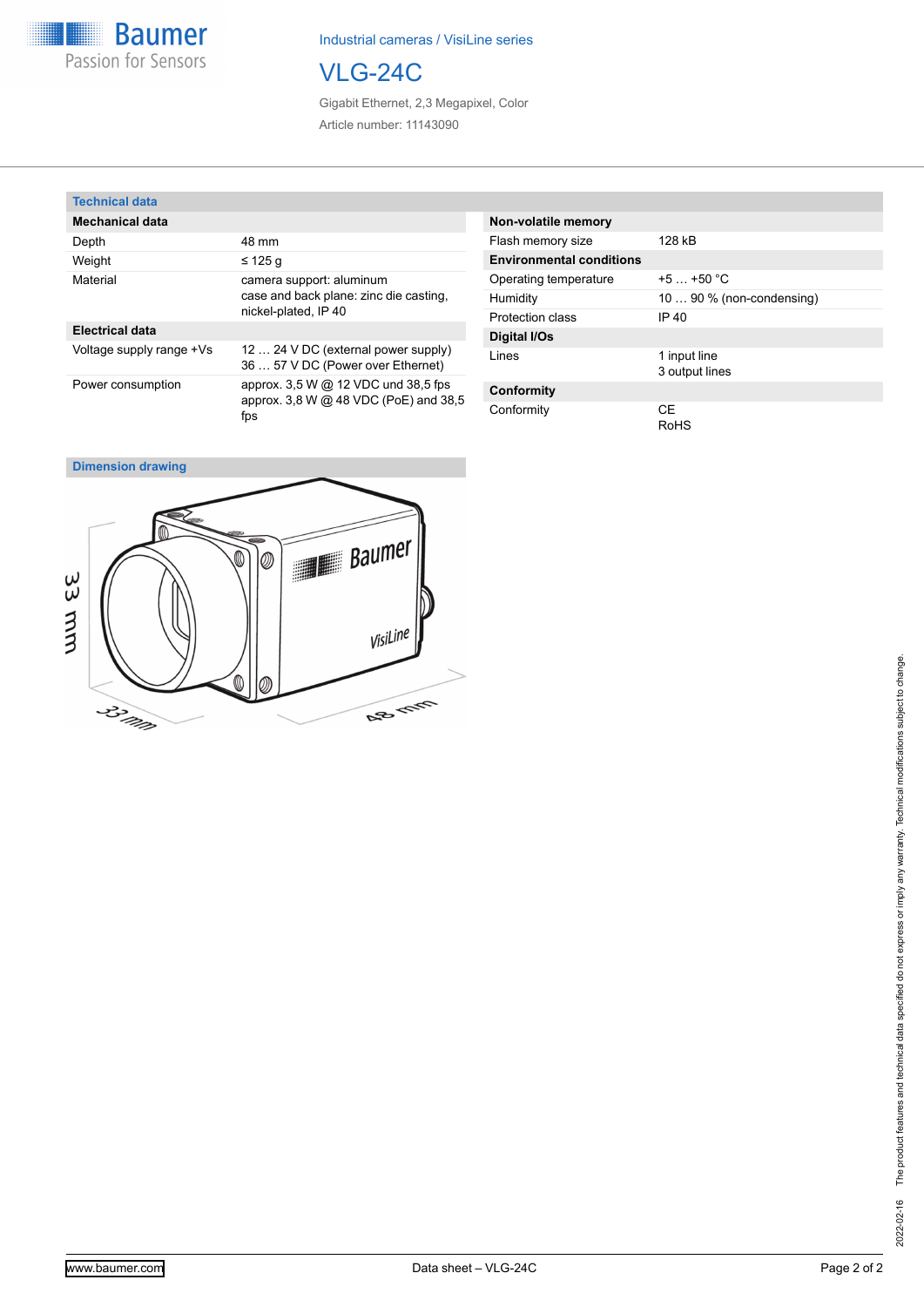Industrial cameras / VisiLine series

# VLG-24C

Gigabit Ethernet, 2,3 Megapixel, Color

Article number: 11143090

## Technical data

| Mechanical data | |
|---|---|
| Depth | 48 mm |
| Weight | ≤ 125 g |
| Material | camera support: aluminum<br>case and back plane: zinc die casting, nickel-plated, IP 40 |

| Electrical data | |
|---|---|
| Voltage supply range +Vs | 12 … 24 V DC (external power supply)<br>36 … 57 V DC (Power over Ethernet) |
| Power consumption | approx. 3,5 W @ 12 VDC und 38,5 fps<br>approx. 3,8 W @ 48 VDC (PoE) and 38,5 fps |

| Non-volatile memory | |
|---|---|
| Flash memory size | 128 kB |

| Environmental conditions | |
|---|---|
| Operating temperature | +5 … +50 °C |
| Humidity | 10 … 90 % (non-condensing) |
| Protection class | IP 40 |

| Digital I/Os | |
|---|---|
| Lines | 1 input line<br>3 output lines |

| Conformity | |
|---|---|
| Conformity | CE<br>RoHS |

## Dimension drawing

33 mm
33 mm
48 mm

The product features and technical data specified do not express or imply any warranty. Technical modifications subject to change.

2022-02-16

www.baumer.com

Data sheet – VLG-24C